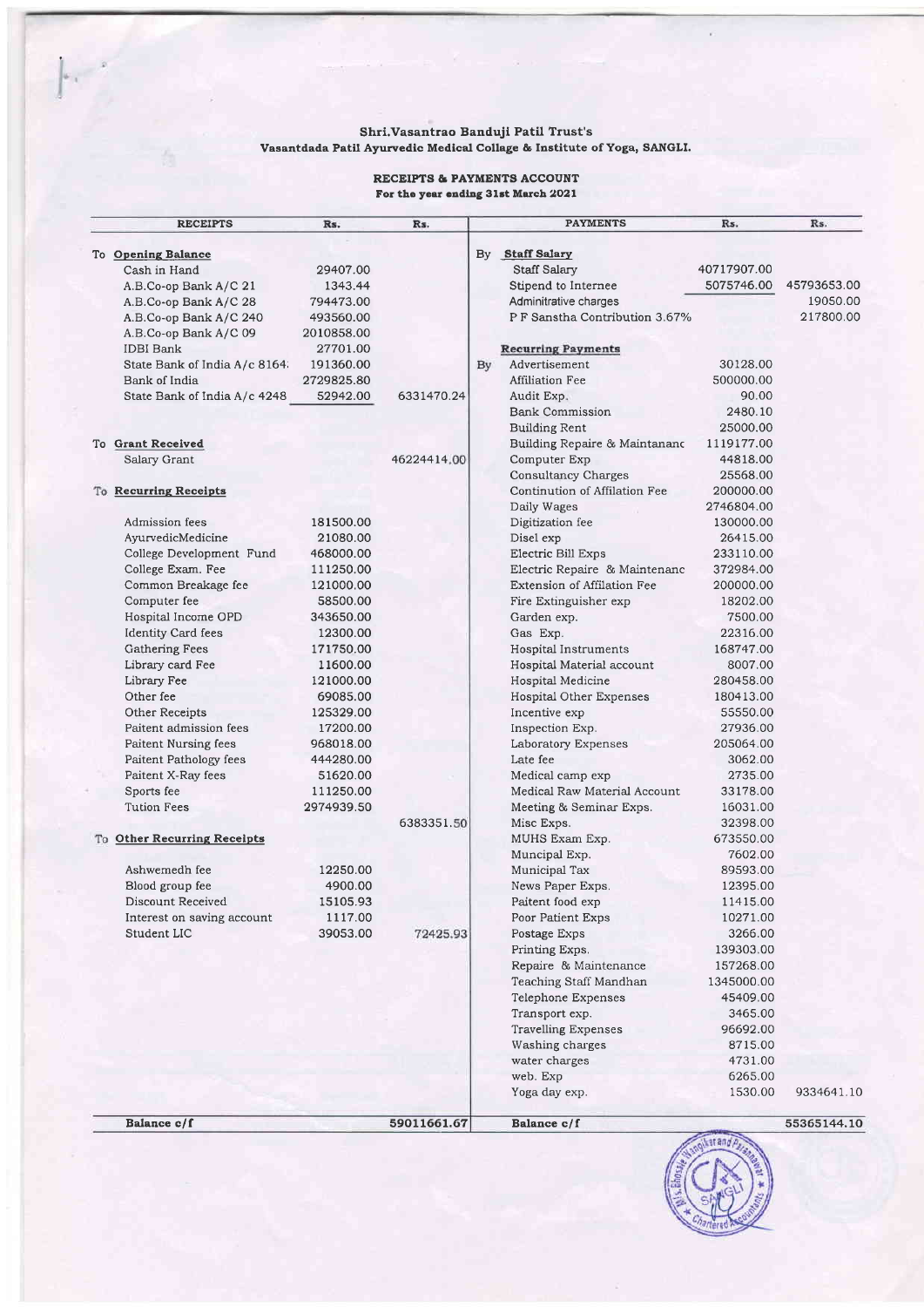**Shri.Vasantrao Banduji Patil Trust's**
**Vasantdada Patil Ayurvedic Medical Collage & Institute of Yoga, SANGLI.**

**RECEIPTS & PAYMENTS ACCOUNT**
**For the year ending 31st March 2021**

| RECEIPTS | Rs. | Rs. | PAYMENTS | Rs. | Rs. |
|---|---|---|---|---|---|
| To **Opening Balance** | | | By **Staff Salary** | | |
| Cash in Hand | 29407.00 | | Staff Salary | 40717907.00 | |
| A.B.Co-op Bank A/C 21 | 1343.44 | | Stipend to Internee | 5075746.00 | 45793653.00 |
| A.B.Co-op Bank A/C 28 | 794473.00 | | Adminitrative charges | | 19050.00 |
| A.B.Co-op Bank A/C 240 | 493560.00 | | P F Sanstha Contribution 3.67% | | 217800.00 |
| A.B.Co-op Bank A/C 09 | 2010858.00 | | | | |
| IDBI Bank | 27701.00 | | **Recurring Payments** | | |
| State Bank of India A/c 8164 | 191360.00 | | By Advertisement | 30128.00 | |
| Bank of India | 2729825.80 | | Affiliation Fee | 500000.00 | |
| State Bank of India A/c 4248 | 52942.00 | 6331470.24 | Audit Exp. | 90.00 | |
| | | | Bank Commission | 2480.10 | |
| | | | Building Rent | 25000.00 | |
| To **Grant Received** | | | Building Repaire & Maintananc | 1119177.00 | |
| Salary Grant | | 46224414.00 | Computer Exp | 44818.00 | |
| | | | Consultancy Charges | 25568.00 | |
| To **Recurring Receipts** | | | Continution of Affilation Fee | 200000.00 | |
| | | | Daily Wages | 2746804.00 | |
| Admission fees | 181500.00 | | Digitization fee | 130000.00 | |
| AyurvedicMedicine | 21080.00 | | Disel exp | 26415.00 | |
| College Development Fund | 468000.00 | | Electric Bill Exps | 233110.00 | |
| College Exam. Fee | 111250.00 | | Electric Repaire & Maintenanc | 372984.00 | |
| Common Breakage fee | 121000.00 | | Extension of Affilation Fee | 200000.00 | |
| Computer fee | 58500.00 | | Fire Extinguisher exp | 18202.00 | |
| Hospital Income OPD | 343650.00 | | Garden exp. | 7500.00 | |
| Identity Card fees | 12300.00 | | Gas Exp. | 22316.00 | |
| Gathering Fees | 171750.00 | | Hospital Instruments | 168747.00 | |
| Library card Fee | 11600.00 | | Hospital Material account | 8007.00 | |
| Library Fee | 121000.00 | | Hospital Medicine | 280458.00 | |
| Other fee | 69085.00 | | Hospital Other Expenses | 180413.00 | |
| Other Receipts | 125329.00 | | Incentive exp | 55550.00 | |
| Paitent admission fees | 17200.00 | | Inspection Exp. | 27936.00 | |
| Paitent Nursing fees | 968018.00 | | Laboratory Expenses | 205064.00 | |
| Paitent Pathology fees | 444280.00 | | Late fee | 3062.00 | |
| Paitent X-Ray fees | 51620.00 | | Medical camp exp | 2735.00 | |
| Sports fee | 111250.00 | | Medical Raw Material Account | 33178.00 | |
| Tution Fees | 2974939.50 | | Meeting & Seminar Exps. | 16031.00 | |
| | | 6383351.50 | Misc Exps. | 32398.00 | |
| To **Other Recurring Receipts** | | | MUHS Exam Exp. | 673550.00 | |
| | | | Muncipal Exp. | 7602.00 | |
| Ashwemedh fee | 12250.00 | | Municipal Tax | 89593.00 | |
| Blood group fee | 4900.00 | | News Paper Exps. | 12395.00 | |
| Discount Received | 15105.93 | | Paitent food exp | 11415.00 | |
| Interest on saving account | 1117.00 | | Poor Patient Exps | 10271.00 | |
| Student LIC | 39053.00 | 72425.93 | Postage Exps | 3266.00 | |
| | | | Printing Exps. | 139303.00 | |
| | | | Repaire & Maintenance | 157268.00 | |
| | | | Teaching Staff Mandhan | 1345000.00 | |
| | | | Telephone Expenses | 45409.00 | |
| | | | Transport exp. | 3465.00 | |
| | | | Travelling Expenses | 96692.00 | |
| | | | Washing charges | 8715.00 | |
| | | | water charges | 4731.00 | |
| | | | web. Exp | 6265.00 | |
| | | | Yoga day exp. | 1530.00 | 9334641.10 |
| **Balance c/f** | | 59011661.67 | **Balance c/f** | | 55365144.10 |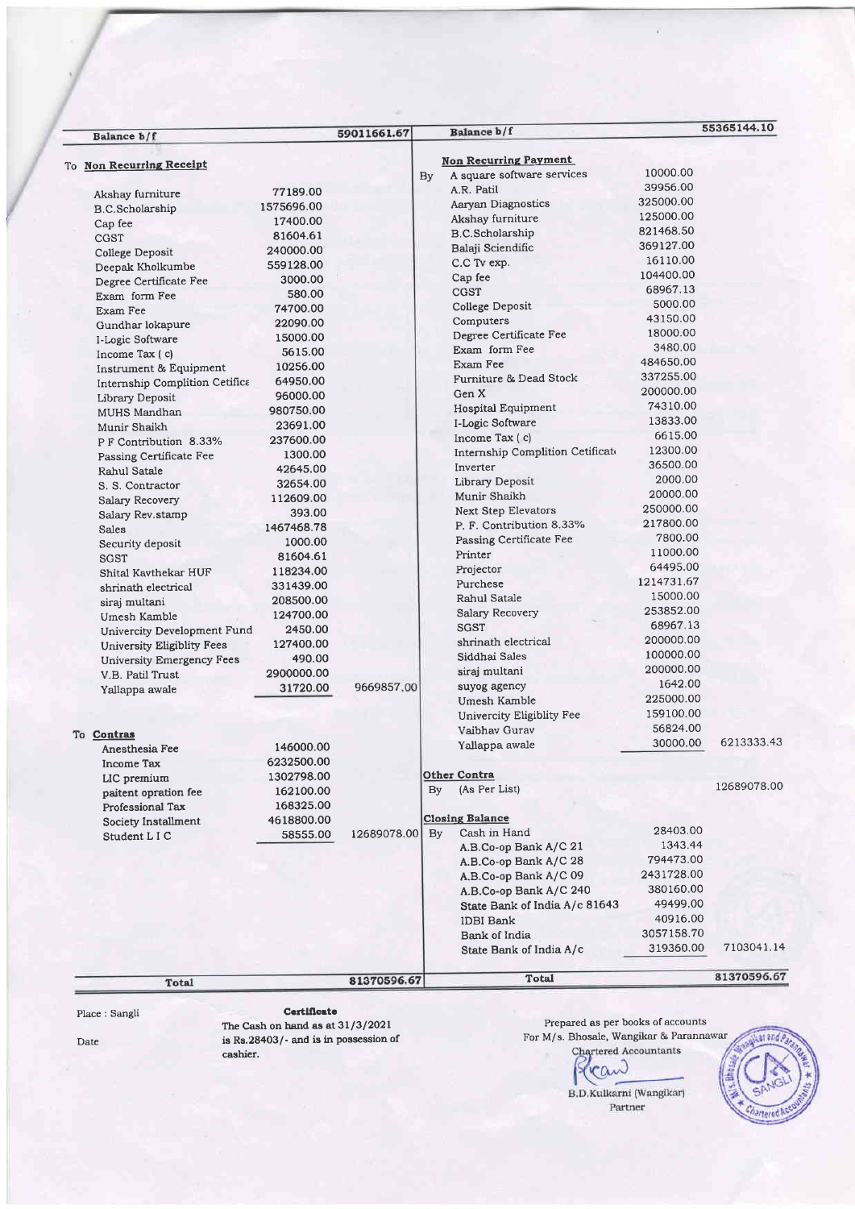| Balance b/f | | 59011661.67 | Balance b/f | | 55365144.10 |
|---|---|---|---|---|---|
| To **Non Recurring Receipt** | | | **Non Recurring Payment** | | |
| Akshay furniture | 77189.00 | | By A square software services | 10000.00 | |
| B.C.Scholarship | 1575696.00 | | A.R. Patil | 39956.00 | |
| Cap fee | 17400.00 | | Aaryan Diagnostics | 325000.00 | |
| CGST | 81604.61 | | Akshay furniture | 125000.00 | |
| College Deposit | 240000.00 | | B.C.Scholarship | 821468.50 | |
| Deepak Kholkumbe | 559128.00 | | Balaji Sciendific | 369127.00 | |
| Degree Certificate Fee | 3000.00 | | C.C Tv exp. | 16110.00 | |
| Exam form Fee | 580.00 | | Cap fee | 104400.00 | |
| Exam Fee | 74700.00 | | CGST | 68967.13 | |
| Gundhar lokapure | 22090.00 | | College Deposit | 5000.00 | |
| I-Logic Software | 15000.00 | | Computers | 43150.00 | |
| Income Tax ( c) | 5615.00 | | Degree Certificate Fee | 18000.00 | |
| Instrument & Equipment | 10256.00 | | Exam form Fee | 3480.00 | |
| Internship Complition Cetifice | 64950.00 | | Exam Fee | 484650.00 | |
| Library Deposit | 96000.00 | | Furniture & Dead Stock | 337255.00 | |
| MUHS Mandhan | 980750.00 | | Gen X | 200000.00 | |
| Munir Shaikh | 23691.00 | | Hospital Equipment | 74310.00 | |
| P F Contribution 8.33% | 237600.00 | | I-Logic Software | 13833.00 | |
| Passing Certificate Fee | 1300.00 | | Income Tax ( c) | 6615.00 | |
| Rahul Satale | 42645.00 | | Internship Complition Certificat | 12300.00 | |
| S. S. Contractor | 32654.00 | | Inverter | 36500.00 | |
| Salary Recovery | 112609.00 | | Library Deposit | 2000.00 | |
| Salary Rev.stamp | 393.00 | | Munir Shaikh | 20000.00 | |
| Sales | 1467468.78 | | Next Step Elevators | 250000.00 | |
| Security deposit | 1000.00 | | P. F. Contribution 8.33% | 217800.00 | |
| SGST | 81604.61 | | Passing Certificate Fee | 7800.00 | |
| Shital Kavthekar HUF | 118234.00 | | Printer | 11000.00 | |
| shrinath electrical | 331439.00 | | Projector | 64495.00 | |
| siraj multani | 208500.00 | | Purchese | 1214731.67 | |
| Umesh Kamble | 124700.00 | | Rahul Satale | 15000.00 | |
| Univercity Development Fund | 2450.00 | | Salary Recovery | 253852.00 | |
| University Eligiblity Fees | 127400.00 | | SGST | 68967.13 | |
| University Emergency Fees | 490.00 | | shrinath electrical | 200000.00 | |
| V.B. Patil Trust | 2900000.00 | | Siddhai Sales | 100000.00 | |
| Yallappa awale | 31720.00 | 9669857.00 | siraj multani | 200000.00 | |
| | | | suyog agency | 1642.00 | |
| | | | Umesh Kamble | 225000.00 | |
| | | | Univercity Eligiblity Fee | 159100.00 | |
| To **Contras** | | | Vaibhav Gurav | 56824.00 | |
| Anesthesia Fee | 146000.00 | | Yallappa awale | 30000.00 | 6213333.43 |
| Income Tax | 6232500.00 | | | | |
| LIC premium | 1302798.00 | | **Other Contra** | | |
| paitent opration fee | 162100.00 | | By (As Per List) | | 12689078.00 |
| Professional Tax | 168325.00 | | | | |
| Society Installment | 4618800.00 | | **Closing Balance** | | |
| Student L I C | 58555.00 | 12689078.00 | By Cash in Hand | 28403.00 | |
| | | | A.B.Co-op Bank A/C 21 | 1343.44 | |
| | | | A.B.Co-op Bank A/C 28 | 794473.00 | |
| | | | A.B.Co-op Bank A/C 09 | 2431728.00 | |
| | | | A.B.Co-op Bank A/C 240 | 380160.00 | |
| | | | State Bank of India A/c 81643 | 49499.00 | |
| | | | IDBI Bank | 40916.00 | |
| | | | Bank of India | 3057158.70 | |
| | | | State Bank of India A/c | 319360.00 | 7103041.14 |
| **Total** | | 81370596.67 | **Total** | | 81370596.67 |

Place : Sangli

Date

**Certificate**

The Cash on hand as at 31/3/2021 is Rs.28403/- and is in possession of cashier.

Prepared as per books of accounts
For M/s. Bhosale, Wangikar & Parannawar
Chartered Accountants

B.D.Kulkarni (Wangikar)
Partner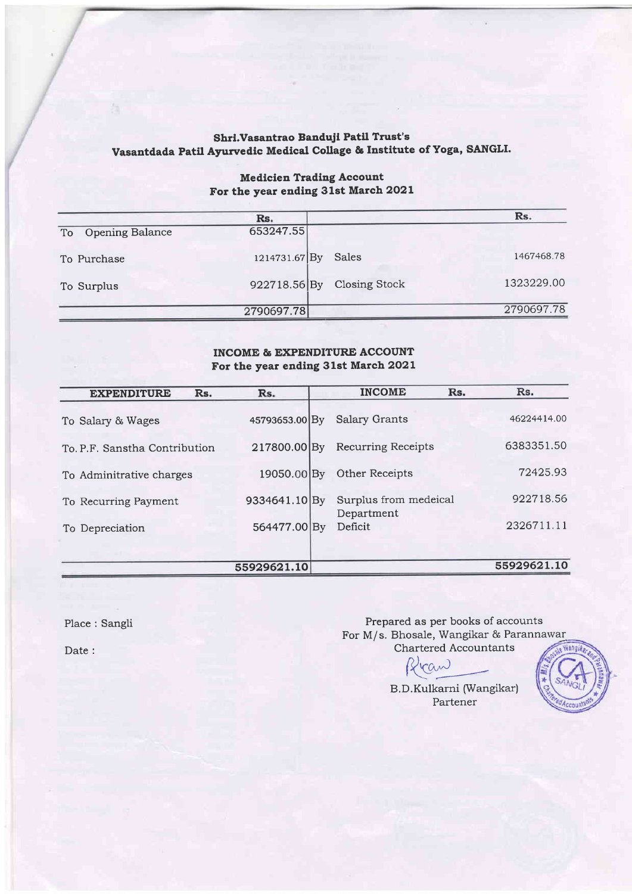**Shri.Vasantrao Banduji Patil Trust's**
**Vasantdada Patil Ayurvedic Medical Collage & Institute of Yoga, SANGLI.**

**Medicien Trading Account**
**For the year ending 31st March 2021**

| | Rs. | | Rs. |
|---|---|---|---|
| To Opening Balance | 653247.55 | | |
| To Purchase | 1214731.67 | By Sales | 1467468.78 |
| To Surplus | 922718.56 | By Closing Stock | 1323229.00 |
| | 2790697.78 | | 2790697.78 |

**INCOME & EXPENDITURE ACCOUNT**
**For the year ending 31st March 2021**

| EXPENDITURE | Rs. | Rs. | INCOME | Rs. | Rs. |
|---|---|---|---|---|---|
| To Salary & Wages | | 45793653.00 | By Salary Grants | | 46224414.00 |
| To. P.F. Sanstha Contribution | | 217800.00 | By Recurring Receipts | | 6383351.50 |
| To Adminitrative charges | | 19050.00 | By Other Receipts | | 72425.93 |
| To Recurring Payment | | 9334641.10 | By Surplus from medeical Department | | 922718.56 |
| To Depreciation | | 564477.00 | By Deficit | | 2326711.11 |
| | | 55929621.10 | | | 55929621.10 |

Place : Sangli

Date :

Prepared as per books of accounts
For M/s. Bhosale, Wangikar & Parannawar
Chartered Accountants

B.D.Kulkarni (Wangikar)
Partener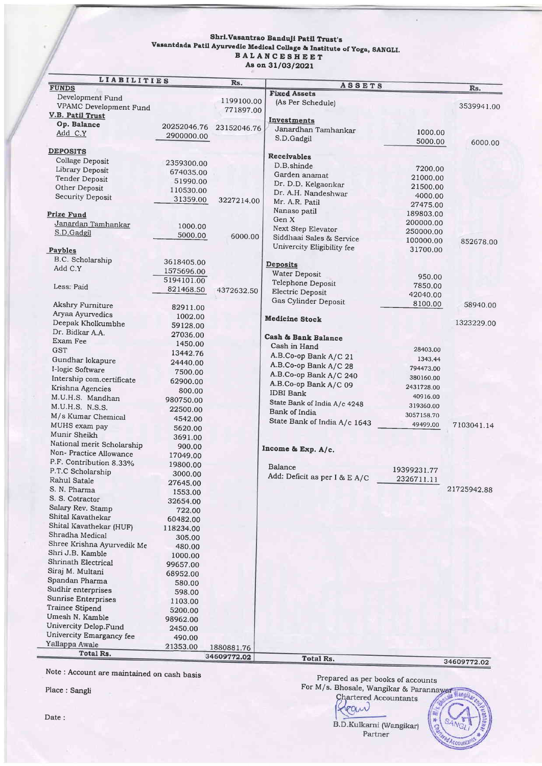# Shri.Vasantrao Banduji Patil Trust's
## Vasantdada Patil Ayurvedic Medical Collage & Institute of Yoga, SANGLI.
### BALANCESHEET
### As on 31/03/2021

| LIABILITIES | | Rs. | ASSETS | | Rs. |
|---|---|---|---|---|---|
| **FUNDS** | | | **Fixed Assets** | | |
| Development Fund | | 1199100.00 | (As Per Schedule) | | 3539941.00 |
| VPAMC Development Fund | | 771897.00 | | | |
| **V.B. Patil Trust** | | | **Investments** | | |
| **Op. Balance** | 20252046.76 | 23152046.76 | Janardhan Tamhankar | 1000.00 | |
| Add C.Y | 2900000.00 | | S.D.Gadgil | 5000.00 | 6000.00 |
| **DEPOSITS** | | | **Receivables** | | |
| Collage Deposit | 2359300.00 | | D.B.shinde | 7200.00 | |
| Library Deposit | 674035.00 | | Garden anamat | 21000.00 | |
| Tender Deposit | 51990.00 | | Dr. D.D. Kelgaonkar | 21500.00 | |
| Other Deposit | 110530.00 | | Dr. A.H. Nandeshwar | 4000.00 | |
| Security Deposit | 31359.00 | 3227214.00 | Mr. A.R. Patil | 27475.00 | |
| **Prize Fund** | | | Nanaso patil | 189803.00 | |
| Janardan Tamhankar | 1000.00 | | Gen X | 200000.00 | |
| S.D.Gadgil | 5000.00 | 6000.00 | Next Step Elevator | 250000.00 | |
| **Paybles** | | | Siddhaai Sales & Service | 100000.00 | 852678.00 |
| B.C. Scholarship | 3618405.00 | | Univercity Eligibility fee | 31700.00 | |
| Add C.Y | 1575696.00 | | **Deposits** | | |
| | 5194101.00 | | Water Deposit | 950.00 | |
| Less: Paid | 821468.50 | 4372632.50 | Telephone Deposit | 7850.00 | |
| Akshry Furniture | 82911.00 | | Electric Deposit | 42040.00 | |
| Aryaa Ayurvedics | 1002.00 | | Gas Cylinder Deposit | 8100.00 | 58940.00 |
| Deepak Kholkumbhe | 59128.00 | | **Medicine Stock** | | 1323229.00 |
| Dr. Bidkar A.A. | 27036.00 | | **Cash & Bank Balance** | | |
| Exam Fee | 1450.00 | | Cash in Hand | 28403.00 | |
| GST | 13442.76 | | A.B.Co-op Bank A/C 21 | 1343.44 | |
| Gundhar lokapure | 24440.00 | | A.B.Co-op Bank A/C 28 | 794473.00 | |
| I-logic Software | 7500.00 | | A.B.Co-op Bank A/C 240 | 380160.00 | |
| Intership com.certificate | 62900.00 | | A.B.Co-op Bank A/C 09 | 2431728.00 | |
| Krishna Agencies | 800.00 | | IDBI Bank | 40916.00 | |
| M.U.H.S. Mandhan | 980750.00 | | State Bank of India A/c 4248 | 319360.00 | |
| M.U.H.S. N.S.S. | 22500.00 | | Bank of India | 3057158.70 | |
| M/s Kumar Chemical | 4542.00 | | State Bank of India A/c 1643 | 49499.00 | 7103041.14 |
| MUHS exam pay | 5620.00 | | | | |
| Munir Sheikh | 3691.00 | | | | |
| National merit Scholarship | 900.00 | | **Income & Exp. A/c.** | | |
| Non- Practice Allowance | 17049.00 | | | | |
| P.F. Contribution 8.33% | 19800.00 | | Balance | 19399231.77 | |
| P.T.C Scholarship | 3000.00 | | Add: Deficit as per I & E A/C | 2326711.11 | |
| Rahul Satale | 27645.00 | | | | 21725942.88 |
| S. N. Pharma | 1553.00 | | | | |
| S. S. Cotractor | 32654.00 | | | | |
| Salary Rev. Stamp | 722.00 | | | | |
| Shital Kavathekar | 60482.00 | | | | |
| Shital Kavathekar (HUF) | 118234.00 | | | | |
| Shradha Medical | 305.00 | | | | |
| Shree Krishna Ayurvedik Me | 480.00 | | | | |
| Shri J.B. Kamble | 1000.00 | | | | |
| Shrinath Electrical | 99657.00 | | | | |
| Siraj M. Multani | 68952.00 | | | | |
| Spandan Pharma | 580.00 | | | | |
| Sudhir enterprises | 598.00 | | | | |
| Sunrise Enterprises | 1103.00 | | | | |
| Trainee Stipend | 5200.00 | | | | |
| Umesh N. Kamble | 98962.00 | | | | |
| Univercity Delop.Fund | 2450.00 | | | | |
| Univercity Emargancy fee | 490.00 | | | | |
| Yallappa Awale | 21353.00 | 1880881.76 | | | |
| **Total Rs.** | | **34609772.02** | **Total Rs.** | | **34609772.02** |

Note : Account are maintained on cash basis

Place : Sangli

Date :

Prepared as per books of accounts
For M/s. Bhosale, Wangikar & Parannawar
Chartered Accountants

B.D.Kulkarni (Wangikar)
Partner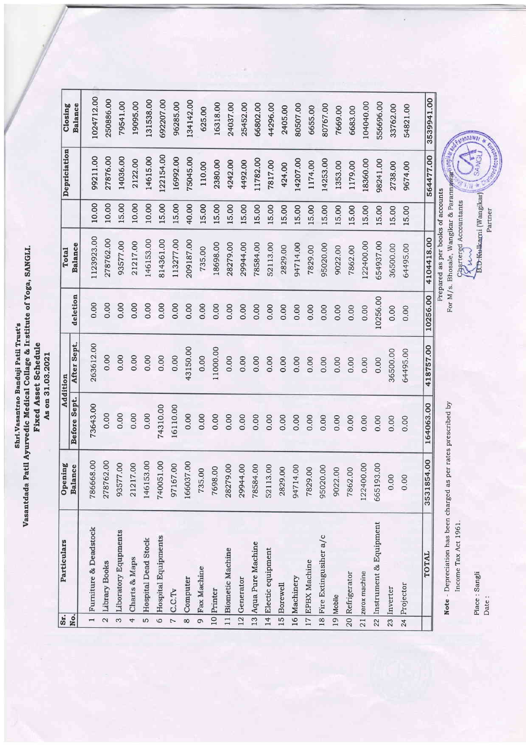Shri.Vasantrao Banduji Patil Trust's

## Vasantdada Patil Ayurvedic Medical Collage & Institute of Yoga, SANGLI.

### Fixed Asset Schedule

As on 31.03.2021

| Sr. No. | Particulars | Opening Balance | Addition | | deletion | Total Balance | | Depriciation | Closing Balance |
|---|---|---|---|---|---|---|---|---|---|
| | | | Before Sept. | After Sept. | | | | | |
| 1 | Furniture & Deadstock | 786668.00 | 73643.00 | 263612.00 | 0.00 | 1123923.00 | 10.00 | 99211.00 | 1024712.00 |
| 2 | Library Books | 278762.00 | 0.00 | 0.00 | 0.00 | 278762.00 | 10.00 | 27876.00 | 250886.00 |
| 3 | Liboratory Equpments | 93577.00 | 0.00 | 0.00 | 0.00 | 93577.00 | 15.00 | 14036.00 | 79541.00 |
| 4 | Charts & Maps | 21217.00 | 0.00 | 0.00 | 0.00 | 21217.00 | 10.00 | 2122.00 | 19095.00 |
| 5 | Hospital Dead Stock | 146153.00 | 0.00 | 0.00 | 0.00 | 146153.00 | 10.00 | 14615.00 | 131538.00 |
| 6 | Hospital Equipments | 740051.00 | 74310.00 | 0.00 | 0.00 | 814361.00 | 15.00 | 122154.00 | 692207.00 |
| 7 | C.C.Tv | 97167.00 | 16110.00 | 0.00 | 0.00 | 113277.00 | 15.00 | 16992.00 | 96285.00 |
| 8 | Computer | 166037.00 | 0.00 | 43150.00 | 0.00 | 209187.00 | 40.00 | 75045.00 | 134142.00 |
| 9 | Fax Machine | 735.00 | 0.00 | 0.00 | 0.00 | 735.00 | 15.00 | 110.00 | 625.00 |
| 10 | Printer | 7698.00 | 0.00 | 11000.00 | 0.00 | 18698.00 | 15.00 | 2380.00 | 16318.00 |
| 11 | Biometic Machine | 28279.00 | 0.00 | 0.00 | 0.00 | 28279.00 | 15.00 | 4242.00 | 24037.00 |
| 12 | Generator | 29944.00 | 0.00 | 0.00 | 0.00 | 29944.00 | 15.00 | 4492.00 | 25452.00 |
| 13 | Aqua Pure Machine | 78584.00 | 0.00 | 0.00 | 0.00 | 78584.00 | 15.00 | 11782.00 | 66802.00 |
| 14 | Electic equipment | 52113.00 | 0.00 | 0.00 | 0.00 | 52113.00 | 15.00 | 7817.00 | 44296.00 |
| 15 | Borewell | 2829.00 | 0.00 | 0.00 | 0.00 | 2829.00 | 15.00 | 424.00 | 2405.00 |
| 16 | Machinery | 94714.00 | 0.00 | 0.00 | 0.00 | 94714.00 | 15.00 | 14207.00 | 80507.00 |
| 17 | EPBX Machine | 7829.00 | 0.00 | 0.00 | 0.00 | 7829.00 | 15.00 | 1174.00 | 6655.00 |
| 18 | Fire Extingusiher a/c | 95020.00 | 0.00 | 0.00 | 0.00 | 95020.00 | 15.00 | 14253.00 | 80767.00 |
| 19 | Mobile | 9022.00 | 0.00 | 0.00 | 0.00 | 9022.00 | 15.00 | 1353.00 | 7669.00 |
| 20 | Refrigerator | 7862.00 | 0.00 | 0.00 | 0.00 | 7862.00 | 15.00 | 1179.00 | 6683.00 |
| 21 | zerox machine | 122400.00 | 0.00 | 0.00 | 0.00 | 122400.00 | 15.00 | 18360.00 | 104040.00 |
| 22 | Instrument & Equipment | 665193.00 | 0.00 | 0.00 | 10256.00 | 654937.00 | 15.00 | 98241.00 | 556696.00 |
| 23 | Inverter | 0.00 | 0.00 | 36500.00 | 0.00 | 36500.00 | 15.00 | 2738.00 | 33762.00 |
| 24 | Projector | 0.00 | 0.00 | 64495.00 | 0.00 | 64495.00 | 15.00 | 9674.00 | 54821.00 |
| | TOTAL | 3531854.00 | 164063.00 | 418757.00 | 10256.00 | 4104418.00 | | 564477.00 | 3539941.00 |

**Note** - Depreciation has been charged as per rates prescribed by Income Tax Act 1961.

Place : Sangli

Date :

Prepared as per books of accounts

For M/s. Bhosale, Wangikar & Paranjape

Chartered Accountants

B.D. Kulkarni (Wangikar)

Partner